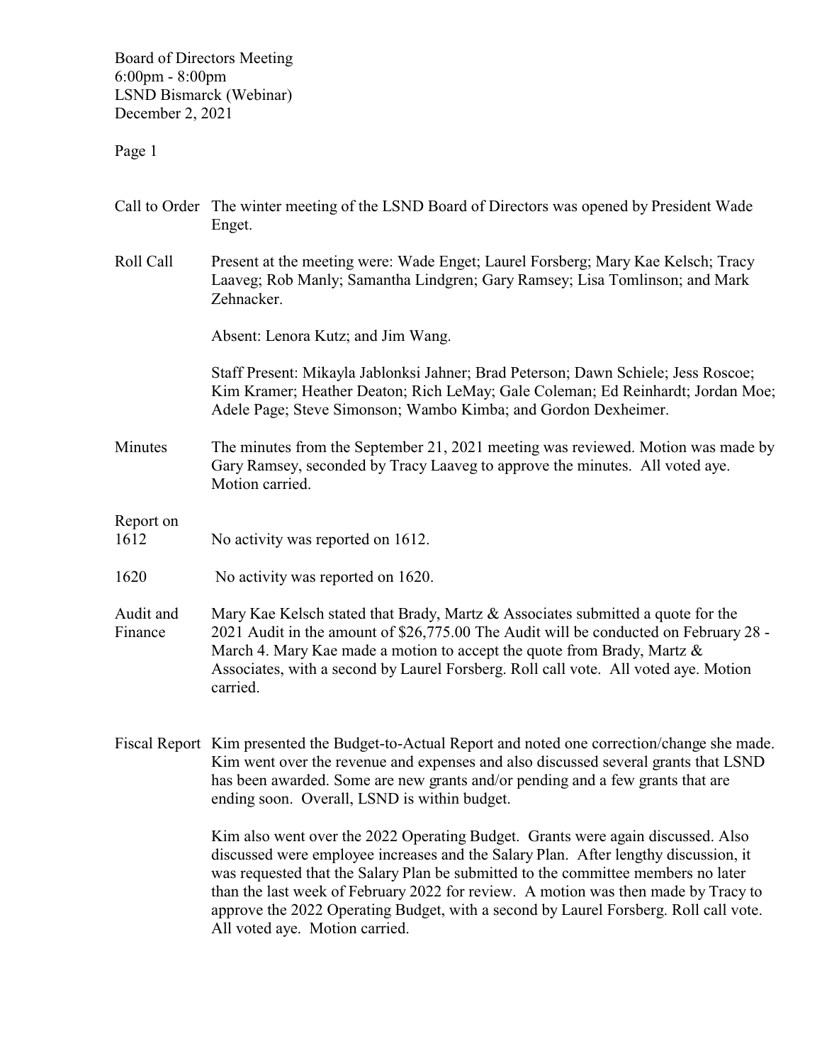Board of Directors Meeting
6:00pm - 8:00pm
LSND Bismarck (Webinar)
December 2, 2021

**Call to Order** The winter meeting of the LSND Board of Directors was opened by President Wade Enget.

**Roll Call** Present at the meeting were: Wade Enget; Laurel Forsberg; Mary Kae Kelsch; Tracy Laaveg; Rob Manly; Samantha Lindgren; Gary Ramsey; Lisa Tomlinson; and Mark Zehnacker.

Absent: Lenora Kutz; and Jim Wang.

Staff Present: Mikayla Jablonksi Jahner; Brad Peterson; Dawn Schiele; Jess Roscoe; Kim Kramer; Heather Deaton; Rich LeMay; Gale Coleman; Ed Reinhardt; Jordan Moe; Adele Page; Steve Simonson; Wambo Kimba; and Gordon Dexheimer.

**Minutes** The minutes from the September 21, 2021 meeting was reviewed. Motion was made by Gary Ramsey, seconded by Tracy Laaveg to approve the minutes. All voted aye. Motion carried.

**Report on 1612** No activity was reported on 1612.

**1620** No activity was reported on 1620.

**Audit and Finance** Mary Kae Kelsch stated that Brady, Martz & Associates submitted a quote for the 2021 Audit in the amount of $26,775.00 The Audit will be conducted on February 28 - March 4. Mary Kae made a motion to accept the quote from Brady, Martz & Associates, with a second by Laurel Forsberg. Roll call vote. All voted aye. Motion carried.

**Fiscal Report** Kim presented the Budget-to-Actual Report and noted one correction/change she made. Kim went over the revenue and expenses and also discussed several grants that LSND has been awarded. Some are new grants and/or pending and a few grants that are ending soon. Overall, LSND is within budget.

Kim also went over the 2022 Operating Budget. Grants were again discussed. Also discussed were employee increases and the Salary Plan. After lengthy discussion, it was requested that the Salary Plan be submitted to the committee members no later than the last week of February 2022 for review. A motion was then made by Tracy to approve the 2022 Operating Budget, with a second by Laurel Forsberg. Roll call vote. All voted aye. Motion carried.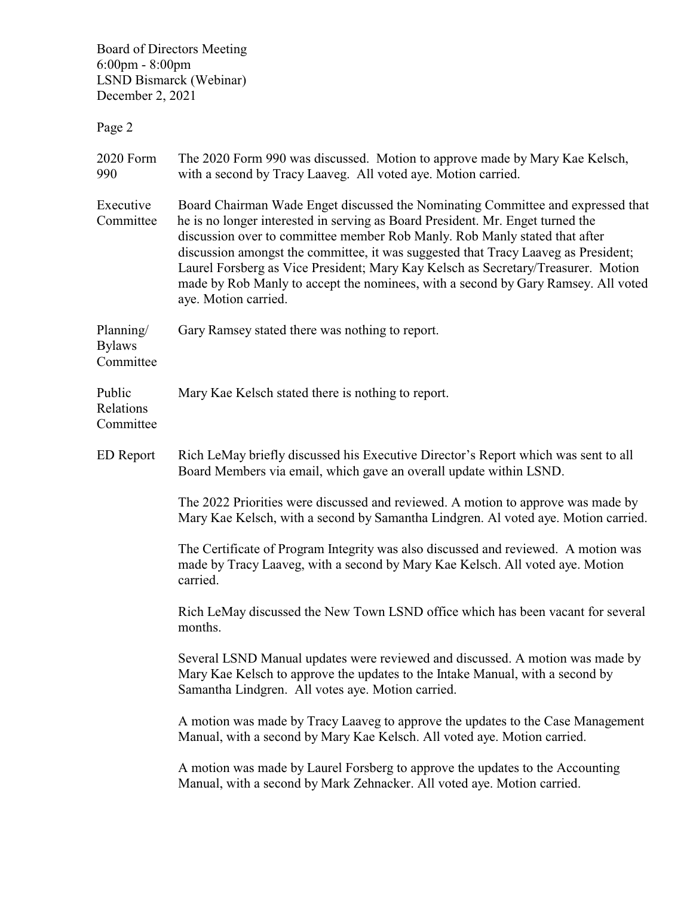Board of Directors Meeting
6:00pm - 8:00pm
LSND Bismarck (Webinar)
December 2, 2021

Page 2

**2020 Form 990**

The 2020 Form 990 was discussed. Motion to approve made by Mary Kae Kelsch, with a second by Tracy Laaveg. All voted aye. Motion carried.

**Executive Committee**

Board Chairman Wade Enget discussed the Nominating Committee and expressed that he is no longer interested in serving as Board President. Mr. Enget turned the discussion over to committee member Rob Manly. Rob Manly stated that after discussion amongst the committee, it was suggested that Tracy Laaveg as President; Laurel Forsberg as Vice President; Mary Kay Kelsch as Secretary/Treasurer. Motion made by Rob Manly to accept the nominees, with a second by Gary Ramsey. All voted aye. Motion carried.

**Planning/ Bylaws Committee**

Gary Ramsey stated there was nothing to report.

**Public Relations Committee**

Mary Kae Kelsch stated there is nothing to report.

**ED Report**

Rich LeMay briefly discussed his Executive Director's Report which was sent to all Board Members via email, which gave an overall update within LSND.

The 2022 Priorities were discussed and reviewed. A motion to approve was made by Mary Kae Kelsch, with a second by Samantha Lindgren. Al voted aye. Motion carried.

The Certificate of Program Integrity was also discussed and reviewed. A motion was made by Tracy Laaveg, with a second by Mary Kae Kelsch. All voted aye. Motion carried.

Rich LeMay discussed the New Town LSND office which has been vacant for several months.

Several LSND Manual updates were reviewed and discussed. A motion was made by Mary Kae Kelsch to approve the updates to the Intake Manual, with a second by Samantha Lindgren. All votes aye. Motion carried.

A motion was made by Tracy Laaveg to approve the updates to the Case Management Manual, with a second by Mary Kae Kelsch. All voted aye. Motion carried.

A motion was made by Laurel Forsberg to approve the updates to the Accounting Manual, with a second by Mark Zehnacker. All voted aye. Motion carried.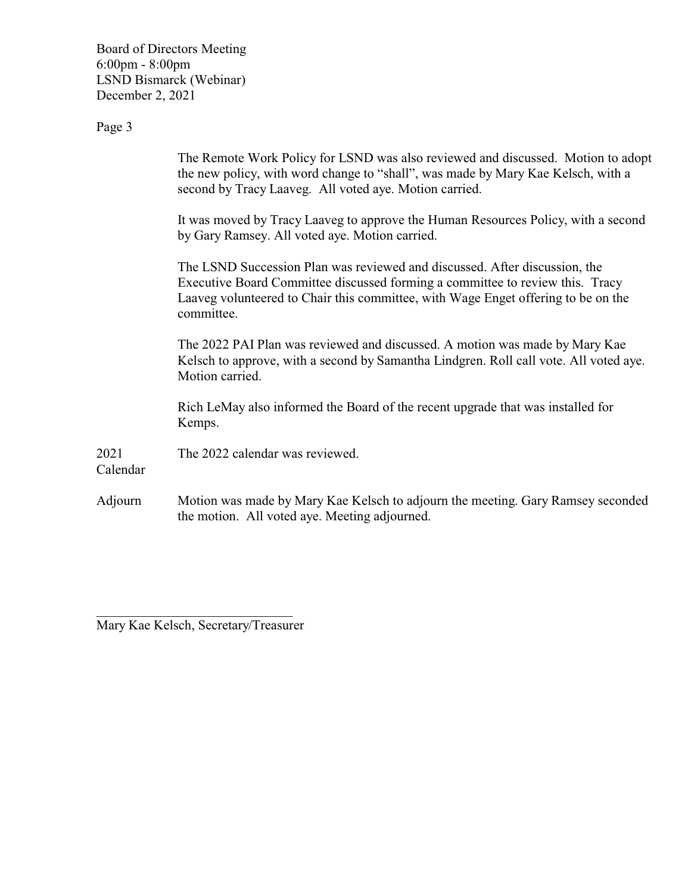The Remote Work Policy for LSND was also reviewed and discussed. Motion to adopt the new policy, with word change to "shall", was made by Mary Kae Kelsch, with a second by Tracy Laaveg. All voted aye. Motion carried.

It was moved by Tracy Laaveg to approve the Human Resources Policy, with a second by Gary Ramsey. All voted aye. Motion carried.

The LSND Succession Plan was reviewed and discussed. After discussion, the Executive Board Committee discussed forming a committee to review this. Tracy Laaveg volunteered to Chair this committee, with Wage Enget offering to be on the committee.

The 2022 PAI Plan was reviewed and discussed. A motion was made by Mary Kae Kelsch to approve, with a second by Samantha Lindgren. Roll call vote. All voted aye. Motion carried.

Rich LeMay also informed the Board of the recent upgrade that was installed for Kemps.

**2021 Calendar** The 2022 calendar was reviewed.

**Adjourn** Motion was made by Mary Kae Kelsch to adjourn the meeting. Gary Ramsey seconded the motion. All voted aye. Meeting adjourned.

\_\_\_\_\_\_\_\_\_\_\_\_\_\_\_\_\_\_\_\_\_\_\_\_\_\_\_\_\_\_\_\_

Mary Kae Kelsch, Secretary/Treasurer